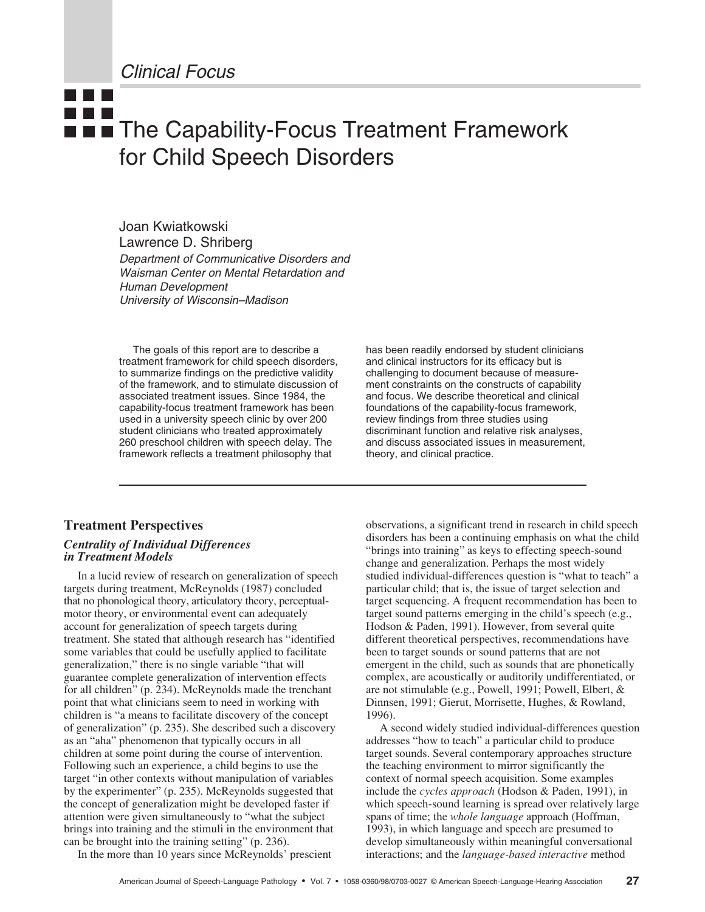*Clinical Focus*

# The Capability-Focus Treatment Framework for Child Speech Disorders

Joan Kwiatkowski
Lawrence D. Shriberg
*Department of Communicative Disorders and Waisman Center on Mental Retardation and Human Development*
*University of Wisconsin–Madison*

The goals of this report are to describe a treatment framework for child speech disorders, to summarize findings on the predictive validity of the framework, and to stimulate discussion of associated treatment issues. Since 1984, the capability-focus treatment framework has been used in a university speech clinic by over 200 student clinicians who treated approximately 260 preschool children with speech delay. The framework reflects a treatment philosophy that has been readily endorsed by student clinicians and clinical instructors for its efficacy but is challenging to document because of measurement constraints on the constructs of capability and focus. We describe theoretical and clinical foundations of the capability-focus framework, review findings from three studies using discriminant function and relative risk analyses, and discuss associated issues in measurement, theory, and clinical practice.

---

## Treatment Perspectives

### *Centrality of Individual Differences in Treatment Models*

In a lucid review of research on generalization of speech targets during treatment, McReynolds (1987) concluded that no phonological theory, articulatory theory, perceptual-motor theory, or environmental event can adequately account for generalization of speech targets during treatment. She stated that although research has "identified some variables that could be usefully applied to facilitate generalization," there is no single variable "that will guarantee complete generalization of intervention effects for all children" (p. 234). McReynolds made the trenchant point that what clinicians seem to need in working with children is "a means to facilitate discovery of the concept of generalization" (p. 235). She described such a discovery as an "aha" phenomenon that typically occurs in all children at some point during the course of intervention. Following such an experience, a child begins to use the target "in other contexts without manipulation of variables by the experimenter" (p. 235). McReynolds suggested that the concept of generalization might be developed faster if attention were given simultaneously to "what the subject brings into training and the stimuli in the environment that can be brought into the training setting" (p. 236).

In the more than 10 years since McReynolds' prescient observations, a significant trend in research in child speech disorders has been a continuing emphasis on what the child "brings into training" as keys to effecting speech-sound change and generalization. Perhaps the most widely studied individual-differences question is "what to teach" a particular child; that is, the issue of target selection and target sequencing. A frequent recommendation has been to target sound patterns emerging in the child's speech (e.g., Hodson & Paden, 1991). However, from several quite different theoretical perspectives, recommendations have been to target sounds or sound patterns that are not emergent in the child, such as sounds that are phonetically complex, are acoustically or auditorily undifferentiated, or are not stimulable (e.g., Powell, 1991; Powell, Elbert, & Dinnsen, 1991; Gierut, Morrisette, Hughes, & Rowland, 1996).

A second widely studied individual-differences question addresses "how to teach" a particular child to produce target sounds. Several contemporary approaches structure the teaching environment to mirror significantly the context of normal speech acquisition. Some examples include the *cycles approach* (Hodson & Paden, 1991), in which speech-sound learning is spread over relatively large spans of time; the *whole language* approach (Hoffman, 1993), in which language and speech are presumed to develop simultaneously within meaningful conversational interactions; and the *language-based interactive* method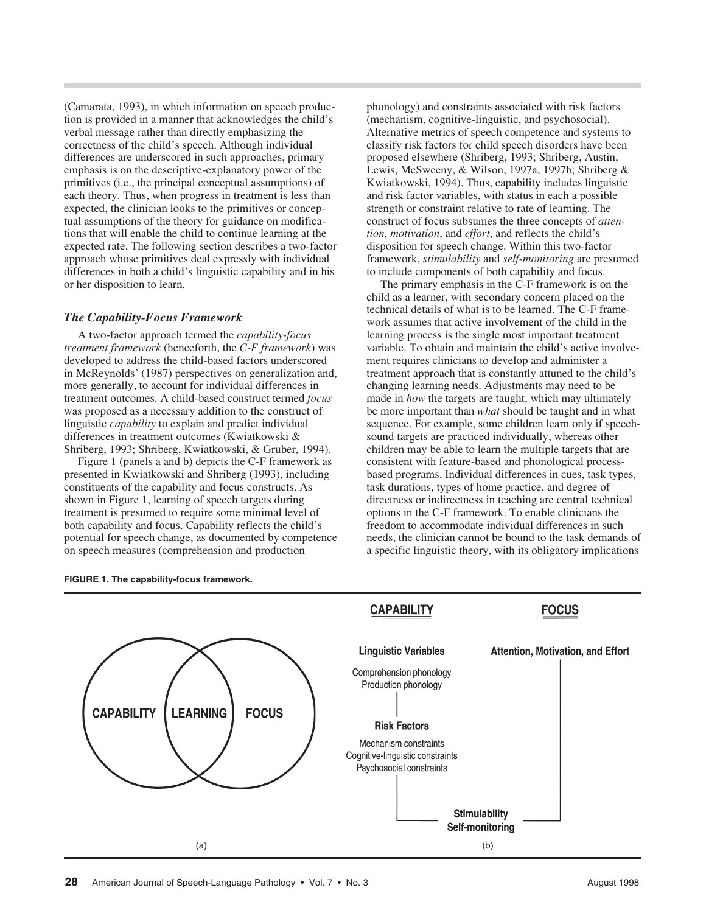(Camarata, 1993), in which information on speech production is provided in a manner that acknowledges the child's verbal message rather than directly emphasizing the correctness of the child's speech. Although individual differences are underscored in such approaches, primary emphasis is on the descriptive-explanatory power of the primitives (i.e., the principal conceptual assumptions) of each theory. Thus, when progress in treatment is less than expected, the clinician looks to the primitives or conceptual assumptions of the theory for guidance on modifications that will enable the child to continue learning at the expected rate. The following section describes a two-factor approach whose primitives deal expressly with individual differences in both a child's linguistic capability and in his or her disposition to learn.

### *The Capability-Focus Framework*

A two-factor approach termed the *capability-focus treatment framework* (henceforth, the *C-F framework*) was developed to address the child-based factors underscored in McReynolds' (1987) perspectives on generalization and, more generally, to account for individual differences in treatment outcomes. A child-based construct termed *focus* was proposed as a necessary addition to the construct of linguistic *capability* to explain and predict individual differences in treatment outcomes (Kwiatkowski & Shriberg, 1993; Shriberg, Kwiatkowski, & Gruber, 1994).

Figure 1 (panels a and b) depicts the C-F framework as presented in Kwiatkowski and Shriberg (1993), including constituents of the capability and focus constructs. As shown in Figure 1, learning of speech targets during treatment is presumed to require some minimal level of both capability and focus. Capability reflects the child's potential for speech change, as documented by competence on speech measures (comprehension and production phonology) and constraints associated with risk factors (mechanism, cognitive-linguistic, and psychosocial). Alternative metrics of speech competence and systems to classify risk factors for child speech disorders have been proposed elsewhere (Shriberg, 1993; Shriberg, Austin, Lewis, McSweeny, & Wilson, 1997a, 1997b; Shriberg & Kwiatkowski, 1994). Thus, capability includes linguistic and risk factor variables, with status in each a possible strength or constraint relative to rate of learning. The construct of focus subsumes the three concepts of *attention*, *motivation*, and *effort*, and reflects the child's disposition for speech change. Within this two-factor framework, *stimulability* and *self-monitoring* are presumed to include components of both capability and focus.

The primary emphasis in the C-F framework is on the child as a learner, with secondary concern placed on the technical details of what is to be learned. The C-F framework assumes that active involvement of the child in the learning process is the single most important treatment variable. To obtain and maintain the child's active involvement requires clinicians to develop and administer a treatment approach that is constantly attuned to the child's changing learning needs. Adjustments may need to be made in *how* the targets are taught, which may ultimately be more important than *what* should be taught and in what sequence. For example, some children learn only if speech-sound targets are practiced individually, whereas other children may be able to learn the multiple targets that are consistent with feature-based and phonological process-based programs. Individual differences in cues, task types, task durations, types of home practice, and degree of directness or indirectness in teaching are central technical options in the C-F framework. To enable clinicians the freedom to accommodate individual differences in such needs, the clinician cannot be bound to the task demands of a specific linguistic theory, with its obligatory implications

**FIGURE 1. The capability-focus framework.**

(a) CAPABILITY — LEARNING — FOCUS

(b)

**CAPABILITY**

**Linguistic Variables**
Comprehension phonology
Production phonology

**Risk Factors**
Mechanism constraints
Cognitive-linguistic constraints
Psychosocial constraints

**FOCUS**

**Attention, Motivation, and Effort**

**Stimulability**
**Self-monitoring**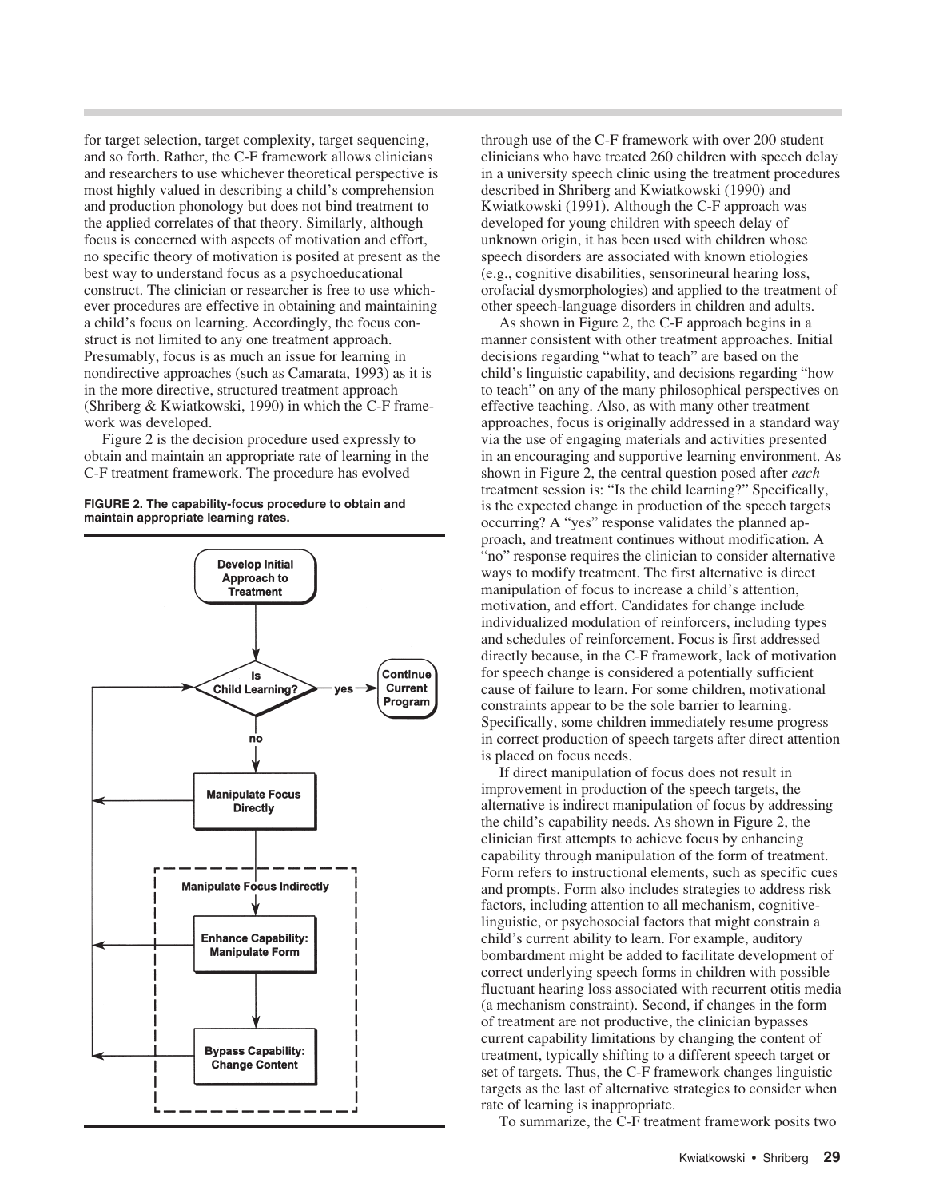for target selection, target complexity, target sequencing, and so forth. Rather, the C-F framework allows clinicians and researchers to use whichever theoretical perspective is most highly valued in describing a child's comprehension and production phonology but does not bind treatment to the applied correlates of that theory. Similarly, although focus is concerned with aspects of motivation and effort, no specific theory of motivation is posited at present as the best way to understand focus as a psychoeducational construct. The clinician or researcher is free to use whichever procedures are effective in obtaining and maintaining a child's focus on learning. Accordingly, the focus construct is not limited to any one treatment approach. Presumably, focus is as much an issue for learning in nondirective approaches (such as Camarata, 1993) as it is in the more directive, structured treatment approach (Shriberg & Kwiatkowski, 1990) in which the C-F framework was developed.

Figure 2 is the decision procedure used expressly to obtain and maintain an appropriate rate of learning in the C-F treatment framework. The procedure has evolved through use of the C-F framework with over 200 student clinicians who have treated 260 children with speech delay in a university speech clinic using the treatment procedures described in Shriberg and Kwiatkowski (1990) and Kwiatkowski (1991). Although the C-F approach was developed for young children with speech delay of unknown origin, it has been used with children whose speech disorders are associated with known etiologies (e.g., cognitive disabilities, sensorineural hearing loss, orofacial dysmorphologies) and applied to the treatment of other speech-language disorders in children and adults.

**FIGURE 2. The capability-focus procedure to obtain and maintain appropriate learning rates.**

Develop Initial Approach to Treatment → Is Child Learning? — yes → Continue Current Program; no → Manipulate Focus Directly → Manipulate Focus Indirectly: Enhance Capability: Manipulate Form → Bypass Capability: Change Content

As shown in Figure 2, the C-F approach begins in a manner consistent with other treatment approaches. Initial decisions regarding "what to teach" are based on the child's linguistic capability, and decisions regarding "how to teach" on any of the many philosophical perspectives on effective teaching. Also, as with many other treatment approaches, focus is originally addressed in a standard way via the use of engaging materials and activities presented in an encouraging and supportive learning environment. As shown in Figure 2, the central question posed after *each* treatment session is: "Is the child learning?" Specifically, is the expected change in production of the speech targets occurring? A "yes" response validates the planned approach, and treatment continues without modification. A "no" response requires the clinician to consider alternative ways to modify treatment. The first alternative is direct manipulation of focus to increase a child's attention, motivation, and effort. Candidates for change include individualized modulation of reinforcers, including types and schedules of reinforcement. Focus is first addressed directly because, in the C-F framework, lack of motivation for speech change is considered a potentially sufficient cause of failure to learn. For some children, motivational constraints appear to be the sole barrier to learning. Specifically, some children immediately resume progress in correct production of speech targets after direct attention is placed on focus needs.

If direct manipulation of focus does not result in improvement in production of the speech targets, the alternative is indirect manipulation of focus by addressing the child's capability needs. As shown in Figure 2, the clinician first attempts to achieve focus by enhancing capability through manipulation of the form of treatment. Form refers to instructional elements, such as specific cues and prompts. Form also includes strategies to address risk factors, including attention to all mechanism, cognitive-linguistic, or psychosocial factors that might constrain a child's current ability to learn. For example, auditory bombardment might be added to facilitate development of correct underlying speech forms in children with possible fluctuant hearing loss associated with recurrent otitis media (a mechanism constraint). Second, if changes in the form of treatment are not productive, the clinician bypasses current capability limitations by changing the content of treatment, typically shifting to a different speech target or set of targets. Thus, the C-F framework changes linguistic targets as the last of alternative strategies to consider when rate of learning is inappropriate.

To summarize, the C-F treatment framework posits two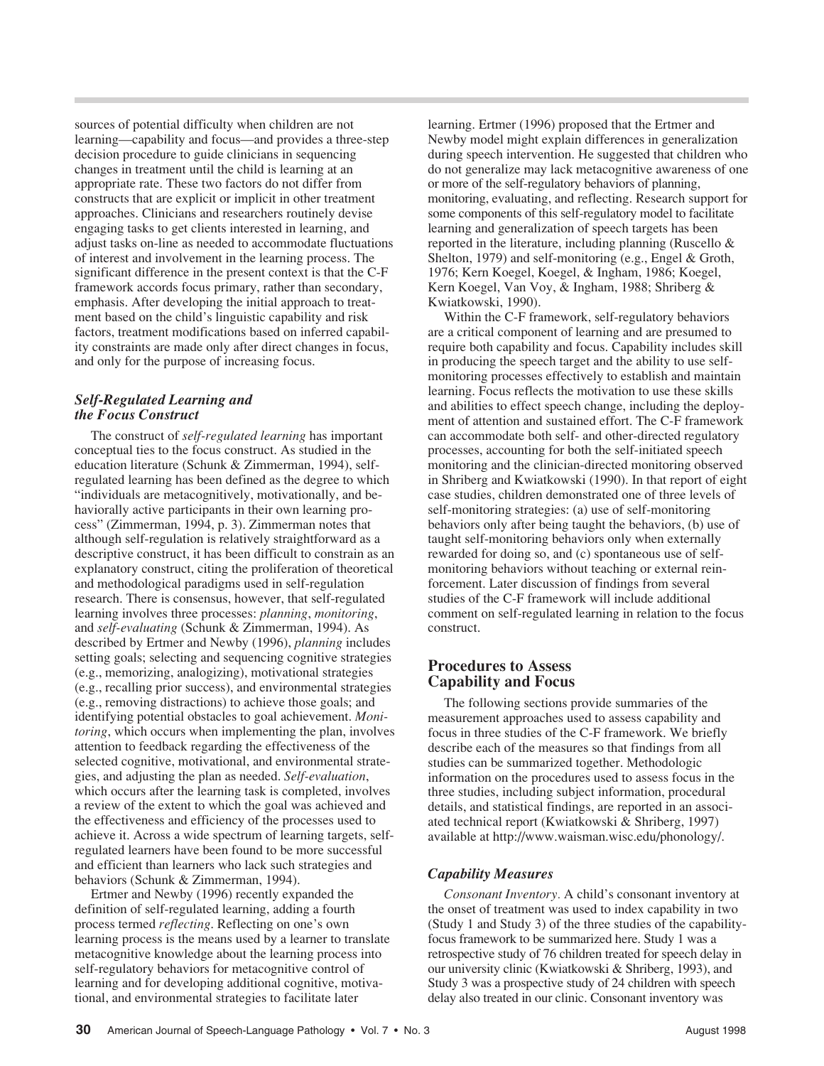sources of potential difficulty when children are not learning—capability and focus—and provides a three-step decision procedure to guide clinicians in sequencing changes in treatment until the child is learning at an appropriate rate. These two factors do not differ from constructs that are explicit or implicit in other treatment approaches. Clinicians and researchers routinely devise engaging tasks to get clients interested in learning, and adjust tasks on-line as needed to accommodate fluctuations of interest and involvement in the learning process. The significant difference in the present context is that the C-F framework accords focus primary, rather than secondary, emphasis. After developing the initial approach to treatment based on the child's linguistic capability and risk factors, treatment modifications based on inferred capability constraints are made only after direct changes in focus, and only for the purpose of increasing focus.

### *Self-Regulated Learning and the Focus Construct*

The construct of *self-regulated learning* has important conceptual ties to the focus construct. As studied in the education literature (Schunk & Zimmerman, 1994), self-regulated learning has been defined as the degree to which "individuals are metacognitively, motivationally, and behaviorally active participants in their own learning process" (Zimmerman, 1994, p. 3). Zimmerman notes that although self-regulation is relatively straightforward as a descriptive construct, it has been difficult to constrain as an explanatory construct, citing the proliferation of theoretical and methodological paradigms used in self-regulation research. There is consensus, however, that self-regulated learning involves three processes: *planning*, *monitoring*, and *self-evaluating* (Schunk & Zimmerman, 1994). As described by Ertmer and Newby (1996), *planning* includes setting goals; selecting and sequencing cognitive strategies (e.g., memorizing, analogizing), motivational strategies (e.g., recalling prior success), and environmental strategies (e.g., removing distractions) to achieve those goals; and identifying potential obstacles to goal achievement. *Monitoring*, which occurs when implementing the plan, involves attention to feedback regarding the effectiveness of the selected cognitive, motivational, and environmental strategies, and adjusting the plan as needed. *Self-evaluation*, which occurs after the learning task is completed, involves a review of the extent to which the goal was achieved and the effectiveness and efficiency of the processes used to achieve it. Across a wide spectrum of learning targets, self-regulated learners have been found to be more successful and efficient than learners who lack such strategies and behaviors (Schunk & Zimmerman, 1994).

Ertmer and Newby (1996) recently expanded the definition of self-regulated learning, adding a fourth process termed *reflecting*. Reflecting on one's own learning process is the means used by a learner to translate metacognitive knowledge about the learning process into self-regulatory behaviors for metacognitive control of learning and for developing additional cognitive, motivational, and environmental strategies to facilitate later learning. Ertmer (1996) proposed that the Ertmer and Newby model might explain differences in generalization during speech intervention. He suggested that children who do not generalize may lack metacognitive awareness of one or more of the self-regulatory behaviors of planning, monitoring, evaluating, and reflecting. Research support for some components of this self-regulatory model to facilitate learning and generalization of speech targets has been reported in the literature, including planning (Ruscello & Shelton, 1979) and self-monitoring (e.g., Engel & Groth, 1976; Kern Koegel, Koegel, & Ingham, 1986; Koegel, Kern Koegel, Van Voy, & Ingham, 1988; Shriberg & Kwiatkowski, 1990).

Within the C-F framework, self-regulatory behaviors are a critical component of learning and are presumed to require both capability and focus. Capability includes skill in producing the speech target and the ability to use self-monitoring processes effectively to establish and maintain learning. Focus reflects the motivation to use these skills and abilities to effect speech change, including the deployment of attention and sustained effort. The C-F framework can accommodate both self- and other-directed regulatory processes, accounting for both the self-initiated speech monitoring and the clinician-directed monitoring observed in Shriberg and Kwiatkowski (1990). In that report of eight case studies, children demonstrated one of three levels of self-monitoring strategies: (a) use of self-monitoring behaviors only after being taught the behaviors, (b) use of taught self-monitoring behaviors only when externally rewarded for doing so, and (c) spontaneous use of self-monitoring behaviors without teaching or external reinforcement. Later discussion of findings from several studies of the C-F framework will include additional comment on self-regulated learning in relation to the focus construct.

## Procedures to Assess Capability and Focus

The following sections provide summaries of the measurement approaches used to assess capability and focus in three studies of the C-F framework. We briefly describe each of the measures so that findings from all studies can be summarized together. Methodologic information on the procedures used to assess focus in the three studies, including subject information, procedural details, and statistical findings, are reported in an associated technical report (Kwiatkowski & Shriberg, 1997) available at http://www.waisman.wisc.edu/phonology/.

### *Capability Measures*

*Consonant Inventory*. A child's consonant inventory at the onset of treatment was used to index capability in two (Study 1 and Study 3) of the three studies of the capability-focus framework to be summarized here. Study 1 was a retrospective study of 76 children treated for speech delay in our university clinic (Kwiatkowski & Shriberg, 1993), and Study 3 was a prospective study of 24 children with speech delay also treated in our clinic. Consonant inventory was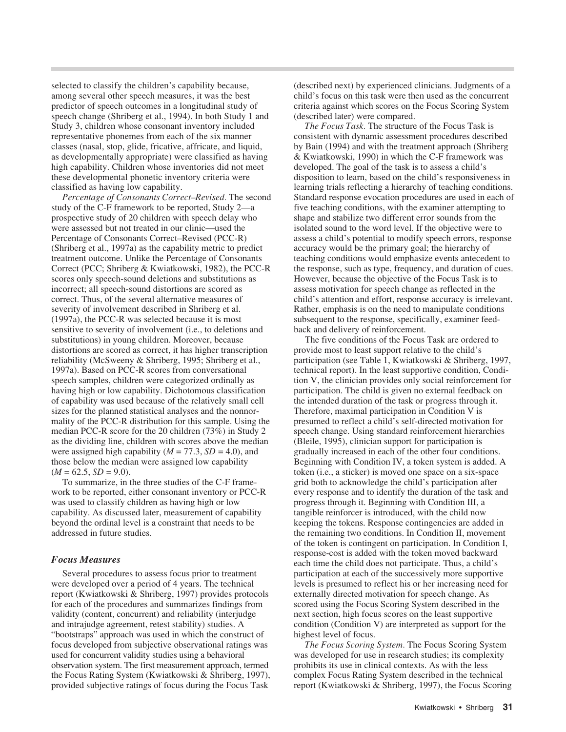selected to classify the children's capability because, among several other speech measures, it was the best predictor of speech outcomes in a longitudinal study of speech change (Shriberg et al., 1994). In both Study 1 and Study 3, children whose consonant inventory included representative phonemes from each of the six manner classes (nasal, stop, glide, fricative, affricate, and liquid, as developmentally appropriate) were classified as having high capability. Children whose inventories did not meet these developmental phonetic inventory criteria were classified as having low capability.

*Percentage of Consonants Correct–Revised.* The second study of the C-F framework to be reported, Study 2—a prospective study of 20 children with speech delay who were assessed but not treated in our clinic—used the Percentage of Consonants Correct–Revised (PCC-R) (Shriberg et al., 1997a) as the capability metric to predict treatment outcome. Unlike the Percentage of Consonants Correct (PCC; Shriberg & Kwiatkowski, 1982), the PCC-R scores only speech-sound deletions and substitutions as incorrect; all speech-sound distortions are scored as correct. Thus, of the several alternative measures of severity of involvement described in Shriberg et al. (1997a), the PCC-R was selected because it is most sensitive to severity of involvement (i.e., to deletions and substitutions) in young children. Moreover, because distortions are scored as correct, it has higher transcription reliability (McSweeny & Shriberg, 1995; Shriberg et al., 1997a). Based on PCC-R scores from conversational speech samples, children were categorized ordinally as having high or low capability. Dichotomous classification of capability was used because of the relatively small cell sizes for the planned statistical analyses and the nonnormality of the PCC-R distribution for this sample. Using the median PCC-R score for the 20 children (73%) in Study 2 as the dividing line, children with scores above the median were assigned high capability ($M = 77.3$, $SD = 4.0$), and those below the median were assigned low capability ($M = 62.5$, $SD = 9.0$).

To summarize, in the three studies of the C-F framework to be reported, either consonant inventory or PCC-R was used to classify children as having high or low capability. As discussed later, measurement of capability beyond the ordinal level is a constraint that needs to be addressed in future studies.

### Focus Measures

Several procedures to assess focus prior to treatment were developed over a period of 4 years. The technical report (Kwiatkowski & Shriberg, 1997) provides protocols for each of the procedures and summarizes findings from validity (content, concurrent) and reliability (interjudge and intrajudge agreement, retest stability) studies. A "bootstraps" approach was used in which the construct of focus developed from subjective observational ratings was used for concurrent validity studies using a behavioral observation system. The first measurement approach, termed the Focus Rating System (Kwiatkowski & Shriberg, 1997), provided subjective ratings of focus during the Focus Task (described next) by experienced clinicians. Judgments of a child's focus on this task were then used as the concurrent criteria against which scores on the Focus Scoring System (described later) were compared.

*The Focus Task.* The structure of the Focus Task is consistent with dynamic assessment procedures described by Bain (1994) and with the treatment approach (Shriberg & Kwiatkowski, 1990) in which the C-F framework was developed. The goal of the task is to assess a child's disposition to learn, based on the child's responsiveness in learning trials reflecting a hierarchy of teaching conditions. Standard response evocation procedures are used in each of five teaching conditions, with the examiner attempting to shape and stabilize two different error sounds from the isolated sound to the word level. If the objective were to assess a child's potential to modify speech errors, response accuracy would be the primary goal; the hierarchy of teaching conditions would emphasize events antecedent to the response, such as type, frequency, and duration of cues. However, because the objective of the Focus Task is to assess motivation for speech change as reflected in the child's attention and effort, response accuracy is irrelevant. Rather, emphasis is on the need to manipulate conditions subsequent to the response, specifically, examiner feedback and delivery of reinforcement.

The five conditions of the Focus Task are ordered to provide most to least support relative to the child's participation (see Table 1, Kwiatkowski & Shriberg, 1997, technical report). In the least supportive condition, Condition V, the clinician provides only social reinforcement for participation. The child is given no external feedback on the intended duration of the task or progress through it. Therefore, maximal participation in Condition V is presumed to reflect a child's self-directed motivation for speech change. Using standard reinforcement hierarchies (Bleile, 1995), clinician support for participation is gradually increased in each of the other four conditions. Beginning with Condition IV, a token system is added. A token (i.e., a sticker) is moved one space on a six-space grid both to acknowledge the child's participation after every response and to identify the duration of the task and progress through it. Beginning with Condition III, a tangible reinforcer is introduced, with the child now keeping the tokens. Response contingencies are added in the remaining two conditions. In Condition II, movement of the token is contingent on participation. In Condition I, response-cost is added with the token moved backward each time the child does not participate. Thus, a child's participation at each of the successively more supportive levels is presumed to reflect his or her increasing need for externally directed motivation for speech change. As scored using the Focus Scoring System described in the next section, high focus scores on the least supportive condition (Condition V) are interpreted as support for the highest level of focus.

*The Focus Scoring System.* The Focus Scoring System was developed for use in research studies; its complexity prohibits its use in clinical contexts. As with the less complex Focus Rating System described in the technical report (Kwiatkowski & Shriberg, 1997), the Focus Scoring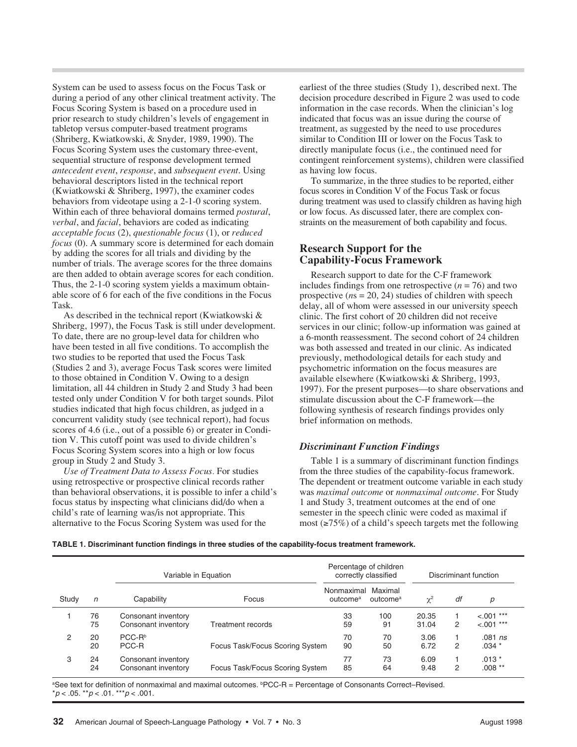System can be used to assess focus on the Focus Task or during a period of any other clinical treatment activity. The Focus Scoring System is based on a procedure used in prior research to study children's levels of engagement in tabletop versus computer-based treatment programs (Shriberg, Kwiatkowski, & Snyder, 1989, 1990). The Focus Scoring System uses the customary three-event, sequential structure of response development termed *antecedent event*, *response*, and *subsequent event*. Using behavioral descriptors listed in the technical report (Kwiatkowski & Shriberg, 1997), the examiner codes behaviors from videotape using a 2-1-0 scoring system. Within each of three behavioral domains termed *postural*, *verbal*, and *facial*, behaviors are coded as indicating *acceptable focus* (2), *questionable focus* (1), or *reduced focus* (0). A summary score is determined for each domain by adding the scores for all trials and dividing by the number of trials. The average scores for the three domains are then added to obtain average scores for each condition. Thus, the 2-1-0 scoring system yields a maximum obtainable score of 6 for each of the five conditions in the Focus Task.

As described in the technical report (Kwiatkowski & Shriberg, 1997), the Focus Task is still under development. To date, there are no group-level data for children who have been tested in all five conditions. To accomplish the two studies to be reported that used the Focus Task (Studies 2 and 3), average Focus Task scores were limited to those obtained in Condition V. Owing to a design limitation, all 44 children in Study 2 and Study 3 had been tested only under Condition V for both target sounds. Pilot studies indicated that high focus children, as judged in a concurrent validity study (see technical report), had focus scores of 4.6 (i.e., out of a possible 6) or greater in Condition V. This cutoff point was used to divide children's Focus Scoring System scores into a high or low focus group in Study 2 and Study 3.

*Use of Treatment Data to Assess Focus.* For studies using retrospective or prospective clinical records rather than behavioral observations, it is possible to infer a child's focus status by inspecting what clinicians did/do when a child's rate of learning was/is not appropriate. This alternative to the Focus Scoring System was used for the earliest of the three studies (Study 1), described next. The decision procedure described in Figure 2 was used to code information in the case records. When the clinician's log indicated that focus was an issue during the course of treatment, as suggested by the need to use procedures similar to Condition III or lower on the Focus Task to directly manipulate focus (i.e., the continued need for contingent reinforcement systems), children were classified as having low focus.

To summarize, in the three studies to be reported, either focus scores in Condition V of the Focus Task or focus during treatment was used to classify children as having high or low focus. As discussed later, there are complex constraints on the measurement of both capability and focus.

## Research Support for the Capability-Focus Framework

Research support to date for the C-F framework includes findings from one retrospective ($n = 76$) and two prospective ($ns = 20, 24$) studies of children with speech delay, all of whom were assessed in our university speech clinic. The first cohort of 20 children did not receive services in our clinic; follow-up information was gained at a 6-month reassessment. The second cohort of 24 children was both assessed and treated in our clinic. As indicated previously, methodological details for each study and psychometric information on the focus measures are available elsewhere (Kwiatkowski & Shriberg, 1993, 1997). For the present purposes—to share observations and stimulate discussion about the C-F framework—the following synthesis of research findings provides only brief information on methods.

### *Discriminant Function Findings*

Table 1 is a summary of discriminant function findings from the three studies of the capability-focus framework. The dependent or treatment outcome variable in each study was *maximal outcome* or *nonmaximal outcome*. For Study 1 and Study 3, treatment outcomes at the end of one semester in the speech clinic were coded as maximal if most (≥75%) of a child's speech targets met the following

**TABLE 1. Discriminant function findings in three studies of the capability-focus treatment framework.**

| | | Variable in Equation | | Percentage of children correctly classified | | Discriminant function | | |
|---|---|---|---|---|---|---|---|---|
| Study | *n* | Capability | Focus | Nonmaximal outcome[a] | Maximal outcome[a] | $\chi^2$ | *df* | *p* |
| 1 | 76 | Consonant inventory | | 33 | 100 | 20.35 | 1 | <.001 *** |
| | 75 | Consonant inventory | Treatment records | 59 | 91 | 31.04 | 2 | <.001 *** |
| 2 | 20 | PCC-R[b] | | 70 | 70 | 3.06 | 1 | .081 *ns* |
| | 20 | PCC-R | Focus Task/Focus Scoring System | 90 | 50 | 6.72 | 2 | .034 * |
| 3 | 24 | Consonant inventory | | 77 | 73 | 6.09 | 1 | .013 * |
| | 24 | Consonant inventory | Focus Task/Focus Scoring System | 85 | 64 | 9.48 | 2 | .008 ** |

[a]See text for definition of nonmaximal and maximal outcomes. [b]PCC-R = Percentage of Consonants Correct–Revised.
*$p < .05$. **$p < .01$. ***$p < .001$.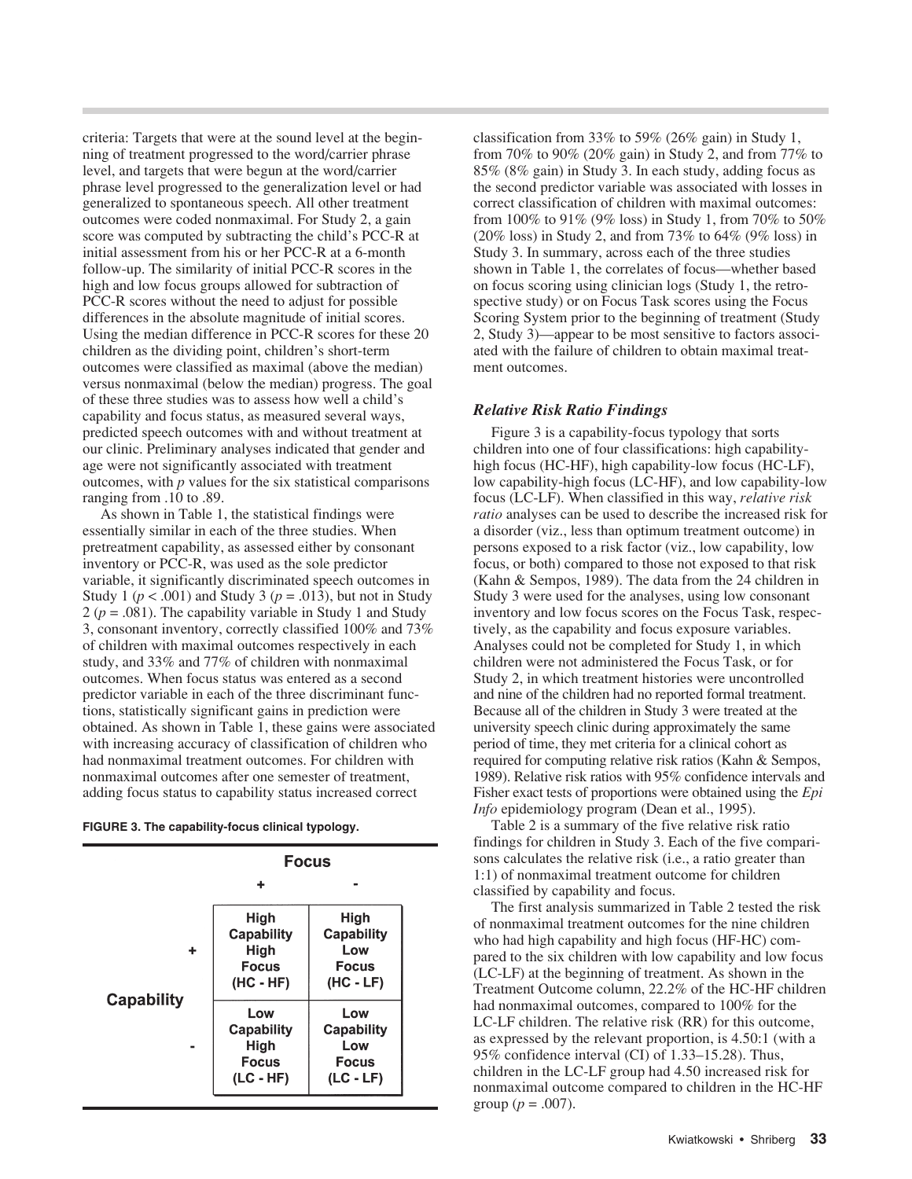criteria: Targets that were at the sound level at the beginning of treatment progressed to the word/carrier phrase level, and targets that were begun at the word/carrier phrase level progressed to the generalization level or had generalized to spontaneous speech. All other treatment outcomes were coded nonmaximal. For Study 2, a gain score was computed by subtracting the child's PCC-R at initial assessment from his or her PCC-R at a 6-month follow-up. The similarity of initial PCC-R scores in the high and low focus groups allowed for subtraction of PCC-R scores without the need to adjust for possible differences in the absolute magnitude of initial scores. Using the median difference in PCC-R scores for these 20 children as the dividing point, children's short-term outcomes were classified as maximal (above the median) versus nonmaximal (below the median) progress. The goal of these three studies was to assess how well a child's capability and focus status, as measured several ways, predicted speech outcomes with and without treatment at our clinic. Preliminary analyses indicated that gender and age were not significantly associated with treatment outcomes, with *p* values for the six statistical comparisons ranging from .10 to .89.

As shown in Table 1, the statistical findings were essentially similar in each of the three studies. When pretreatment capability, as assessed either by consonant inventory or PCC-R, was used as the sole predictor variable, it significantly discriminated speech outcomes in Study 1 ($p < .001$) and Study 3 ($p = .013$), but not in Study 2 ($p = .081$). The capability variable in Study 1 and Study 3, consonant inventory, correctly classified 100% and 73% of children with maximal outcomes respectively in each study, and 33% and 77% of children with nonmaximal outcomes. When focus status was entered as a second predictor variable in each of the three discriminant functions, statistically significant gains in prediction were obtained. As shown in Table 1, these gains were associated with increasing accuracy of classification of children who had nonmaximal treatment outcomes. For children with nonmaximal outcomes after one semester of treatment, adding focus status to capability status increased correct classification from 33% to 59% (26% gain) in Study 1, from 70% to 90% (20% gain) in Study 2, and from 77% to 85% (8% gain) in Study 3. In each study, adding focus as the second predictor variable was associated with losses in correct classification of children with maximal outcomes: from 100% to 91% (9% loss) in Study 1, from 70% to 50% (20% loss) in Study 2, and from 73% to 64% (9% loss) in Study 3. In summary, across each of the three studies shown in Table 1, the correlates of focus—whether based on focus scoring using clinician logs (Study 1, the retrospective study) or on Focus Task scores using the Focus Scoring System prior to the beginning of treatment (Study 2, Study 3)—appear to be most sensitive to factors associated with the failure of children to obtain maximal treatment outcomes.

**FIGURE 3. The capability-focus clinical typology.**

| | | Focus + | Focus - |
|---|---|---|---|
| **Capability** | + | High Capability High Focus (HC - HF) | High Capability Low Focus (HC - LF) |
| | - | Low Capability High Focus (LC - HF) | Low Capability Low Focus (LC - LF) |

### *Relative Risk Ratio Findings*

Figure 3 is a capability-focus typology that sorts children into one of four classifications: high capability-high focus (HC-HF), high capability-low focus (HC-LF), low capability-high focus (LC-HF), and low capability-low focus (LC-LF). When classified in this way, *relative risk ratio* analyses can be used to describe the increased risk for a disorder (viz., less than optimum treatment outcome) in persons exposed to a risk factor (viz., low capability, low focus, or both) compared to those not exposed to that risk (Kahn & Sempos, 1989). The data from the 24 children in Study 3 were used for the analyses, using low consonant inventory and low focus scores on the Focus Task, respectively, as the capability and focus exposure variables. Analyses could not be completed for Study 1, in which children were not administered the Focus Task, or for Study 2, in which treatment histories were uncontrolled and nine of the children had no reported formal treatment. Because all of the children in Study 3 were treated at the university speech clinic during approximately the same period of time, they met criteria for a clinical cohort as required for computing relative risk ratios (Kahn & Sempos, 1989). Relative risk ratios with 95% confidence intervals and Fisher exact tests of proportions were obtained using the *Epi Info* epidemiology program (Dean et al., 1995).

Table 2 is a summary of the five relative risk ratio findings for children in Study 3. Each of the five comparisons calculates the relative risk (i.e., a ratio greater than 1:1) of nonmaximal treatment outcome for children classified by capability and focus.

The first analysis summarized in Table 2 tested the risk of nonmaximal treatment outcomes for the nine children who had high capability and high focus (HF-HC) compared to the six children with low capability and low focus (LC-LF) at the beginning of treatment. As shown in the Treatment Outcome column, 22.2% of the HC-HF children had nonmaximal outcomes, compared to 100% for the LC-LF children. The relative risk (RR) for this outcome, as expressed by the relevant proportion, is 4.50:1 (with a 95% confidence interval (CI) of 1.33–15.28). Thus, children in the LC-LF group had 4.50 increased risk for nonmaximal outcome compared to children in the HC-HF group ($p = .007$).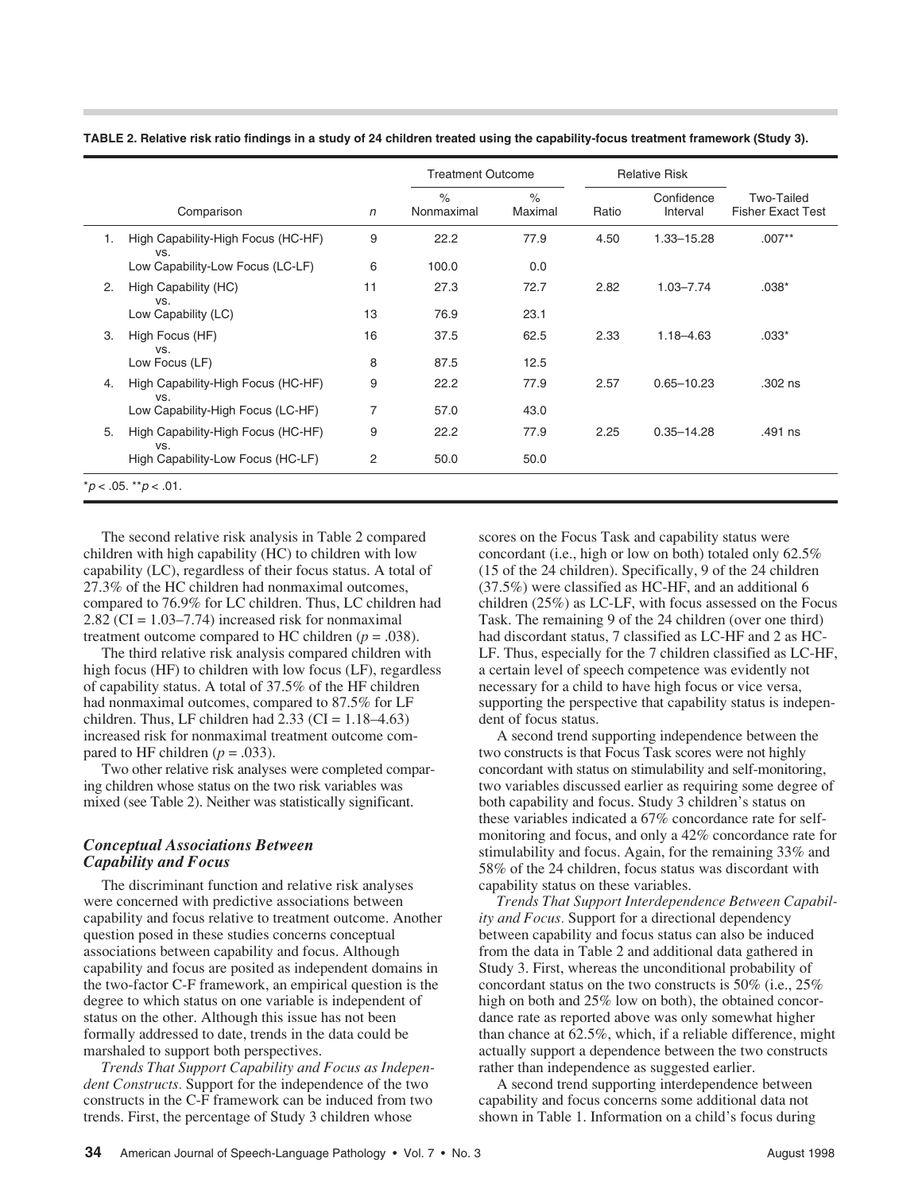**TABLE 2. Relative risk ratio findings in a study of 24 children treated using the capability-focus treatment framework (Study 3).**

| | Comparison | *n* | Treatment Outcome | | Relative Risk | | |
|---|---|---|---|---|---|---|---|
| | | | % Nonmaximal | % Maximal | Ratio | Confidence Interval | Two-Tailed Fisher Exact Test |
| 1. | High Capability-High Focus (HC-HF) vs. | 9 | 22.2 | 77.9 | 4.50 | 1.33–15.28 | .007** |
| | Low Capability-Low Focus (LC-LF) | 6 | 100.0 | 0.0 | | | |
| 2. | High Capability (HC) vs. | 11 | 27.3 | 72.7 | 2.82 | 1.03–7.74 | .038* |
| | Low Capability (LC) | 13 | 76.9 | 23.1 | | | |
| 3. | High Focus (HF) vs. | 16 | 37.5 | 62.5 | 2.33 | 1.18–4.63 | .033* |
| | Low Focus (LF) | 8 | 87.5 | 12.5 | | | |
| 4. | High Capability-High Focus (HC-HF) vs. | 9 | 22.2 | 77.9 | 2.57 | 0.65–10.23 | .302 ns |
| | Low Capability-High Focus (LC-HF) | 7 | 57.0 | 43.0 | | | |
| 5. | High Capability-High Focus (HC-HF) vs. | 9 | 22.2 | 77.9 | 2.25 | 0.35–14.28 | .491 ns |
| | High Capability-Low Focus (HC-LF) | 2 | 50.0 | 50.0 | | | |

$^{*}p < .05$. $^{**}p < .01$.

The second relative risk analysis in Table 2 compared children with high capability (HC) to children with low capability (LC), regardless of their focus status. A total of 27.3% of the HC children had nonmaximal outcomes, compared to 76.9% for LC children. Thus, LC children had 2.82 (CI = 1.03–7.74) increased risk for nonmaximal treatment outcome compared to HC children ($p = .038$).

The third relative risk analysis compared children with high focus (HF) to children with low focus (LF), regardless of capability status. A total of 37.5% of the HF children had nonmaximal outcomes, compared to 87.5% for LF children. Thus, LF children had 2.33 (CI = 1.18–4.63) increased risk for nonmaximal treatment outcome compared to HF children ($p = .033$).

Two other relative risk analyses were completed comparing children whose status on the two risk variables was mixed (see Table 2). Neither was statistically significant.

### *Conceptual Associations Between Capability and Focus*

The discriminant function and relative risk analyses were concerned with predictive associations between capability and focus relative to treatment outcome. Another question posed in these studies concerns conceptual associations between capability and focus. Although capability and focus are posited as independent domains in the two-factor C-F framework, an empirical question is the degree to which status on one variable is independent of status on the other. Although this issue has not been formally addressed to date, trends in the data could be marshaled to support both perspectives.

*Trends That Support Capability and Focus as Independent Constructs.* Support for the independence of the two constructs in the C-F framework can be induced from two trends. First, the percentage of Study 3 children whose scores on the Focus Task and capability status were concordant (i.e., high or low on both) totaled only 62.5% (15 of the 24 children). Specifically, 9 of the 24 children (37.5%) were classified as HC-HF, and an additional 6 children (25%) as LC-LF, with focus assessed on the Focus Task. The remaining 9 of the 24 children (over one third) had discordant status, 7 classified as LC-HF and 2 as HC-LF. Thus, especially for the 7 children classified as LC-HF, a certain level of speech competence was evidently not necessary for a child to have high focus or vice versa, supporting the perspective that capability status is independent of focus status.

A second trend supporting independence between the two constructs is that Focus Task scores were not highly concordant with status on stimulability and self-monitoring, two variables discussed earlier as requiring some degree of both capability and focus. Study 3 children's status on these variables indicated a 67% concordance rate for self-monitoring and focus, and only a 42% concordance rate for stimulability and focus. Again, for the remaining 33% and 58% of the 24 children, focus status was discordant with capability status on these variables.

*Trends That Support Interdependence Between Capability and Focus.* Support for a directional dependency between capability and focus status can also be induced from the data in Table 2 and additional data gathered in Study 3. First, whereas the unconditional probability of concordant status on the two constructs is 50% (i.e., 25% high on both and 25% low on both), the obtained concordance rate as reported above was only somewhat higher than chance at 62.5%, which, if a reliable difference, might actually support a dependence between the two constructs rather than independence as suggested earlier.

A second trend supporting interdependence between capability and focus concerns some additional data not shown in Table 1. Information on a child's focus during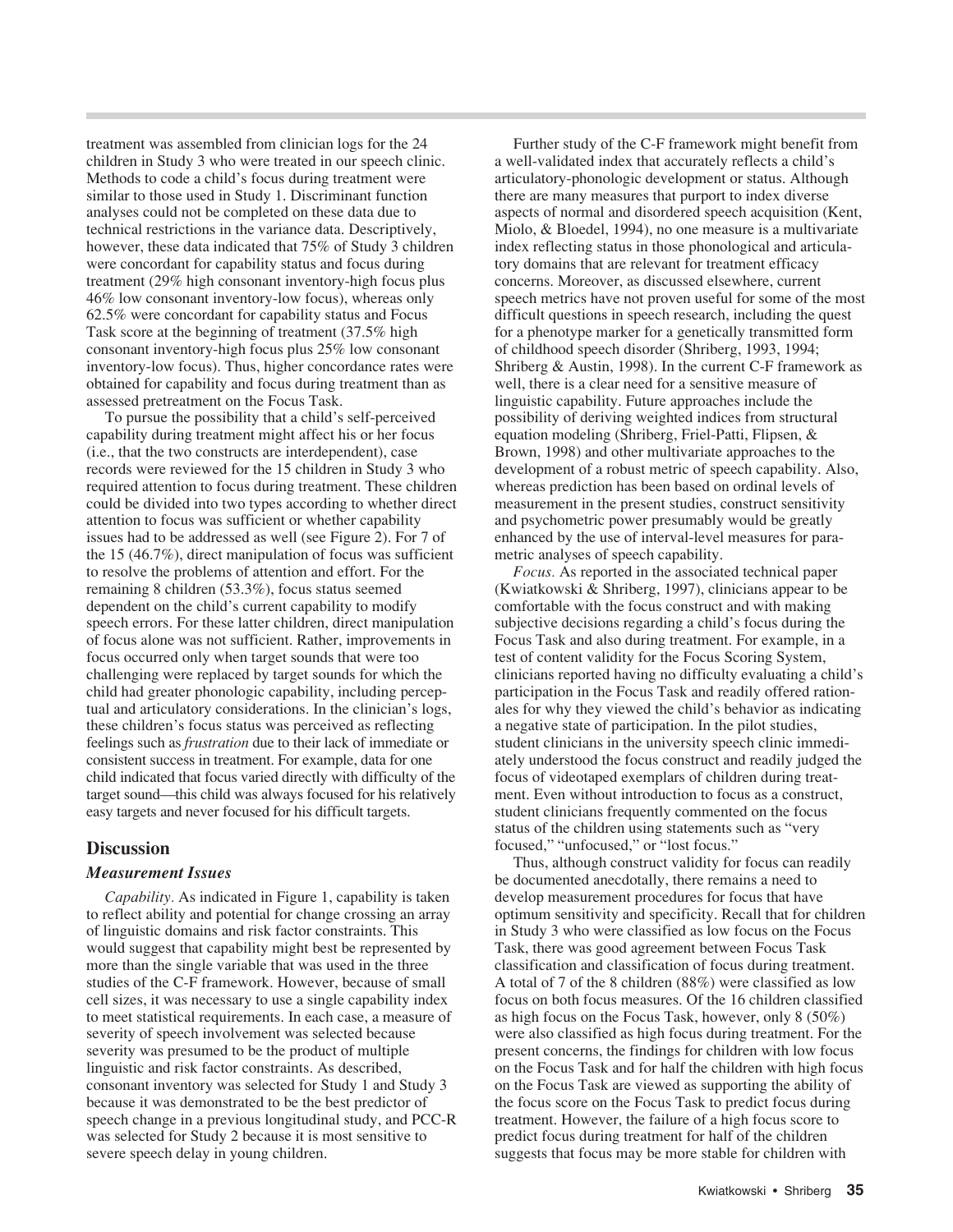treatment was assembled from clinician logs for the 24 children in Study 3 who were treated in our speech clinic. Methods to code a child's focus during treatment were similar to those used in Study 1. Discriminant function analyses could not be completed on these data due to technical restrictions in the variance data. Descriptively, however, these data indicated that 75% of Study 3 children were concordant for capability status and focus during treatment (29% high consonant inventory-high focus plus 46% low consonant inventory-low focus), whereas only 62.5% were concordant for capability status and Focus Task score at the beginning of treatment (37.5% high consonant inventory-high focus plus 25% low consonant inventory-low focus). Thus, higher concordance rates were obtained for capability and focus during treatment than as assessed pretreatment on the Focus Task.

To pursue the possibility that a child's self-perceived capability during treatment might affect his or her focus (i.e., that the two constructs are interdependent), case records were reviewed for the 15 children in Study 3 who required attention to focus during treatment. These children could be divided into two types according to whether direct attention to focus was sufficient or whether capability issues had to be addressed as well (see Figure 2). For 7 of the 15 (46.7%), direct manipulation of focus was sufficient to resolve the problems of attention and effort. For the remaining 8 children (53.3%), focus status seemed dependent on the child's current capability to modify speech errors. For these latter children, direct manipulation of focus alone was not sufficient. Rather, improvements in focus occurred only when target sounds that were too challenging were replaced by target sounds for which the child had greater phonologic capability, including perceptual and articulatory considerations. In the clinician's logs, these children's focus status was perceived as reflecting feelings such as *frustration* due to their lack of immediate or consistent success in treatment. For example, data for one child indicated that focus varied directly with difficulty of the target sound—this child was always focused for his relatively easy targets and never focused for his difficult targets.

## Discussion

### Measurement Issues

*Capability.* As indicated in Figure 1, capability is taken to reflect ability and potential for change crossing an array of linguistic domains and risk factor constraints. This would suggest that capability might best be represented by more than the single variable that was used in the three studies of the C-F framework. However, because of small cell sizes, it was necessary to use a single capability index to meet statistical requirements. In each case, a measure of severity of speech involvement was selected because severity was presumed to be the product of multiple linguistic and risk factor constraints. As described, consonant inventory was selected for Study 1 and Study 3 because it was demonstrated to be the best predictor of speech change in a previous longitudinal study, and PCC-R was selected for Study 2 because it is most sensitive to severe speech delay in young children.

Further study of the C-F framework might benefit from a well-validated index that accurately reflects a child's articulatory-phonologic development or status. Although there are many measures that purport to index diverse aspects of normal and disordered speech acquisition (Kent, Miolo, & Bloedel, 1994), no one measure is a multivariate index reflecting status in those phonological and articulatory domains that are relevant for treatment efficacy concerns. Moreover, as discussed elsewhere, current speech metrics have not proven useful for some of the most difficult questions in speech research, including the quest for a phenotype marker for a genetically transmitted form of childhood speech disorder (Shriberg, 1993, 1994; Shriberg & Austin, 1998). In the current C-F framework as well, there is a clear need for a sensitive measure of linguistic capability. Future approaches include the possibility of deriving weighted indices from structural equation modeling (Shriberg, Friel-Patti, Flipsen, & Brown, 1998) and other multivariate approaches to the development of a robust metric of speech capability. Also, whereas prediction has been based on ordinal levels of measurement in the present studies, construct sensitivity and psychometric power presumably would be greatly enhanced by the use of interval-level measures for parametric analyses of speech capability.

*Focus.* As reported in the associated technical paper (Kwiatkowski & Shriberg, 1997), clinicians appear to be comfortable with the focus construct and with making subjective decisions regarding a child's focus during the Focus Task and also during treatment. For example, in a test of content validity for the Focus Scoring System, clinicians reported having no difficulty evaluating a child's participation in the Focus Task and readily offered rationales for why they viewed the child's behavior as indicating a negative state of participation. In the pilot studies, student clinicians in the university speech clinic immediately understood the focus construct and readily judged the focus of videotaped exemplars of children during treatment. Even without introduction to focus as a construct, student clinicians frequently commented on the focus status of the children using statements such as "very focused," "unfocused," or "lost focus."

Thus, although construct validity for focus can readily be documented anecdotally, there remains a need to develop measurement procedures for focus that have optimum sensitivity and specificity. Recall that for children in Study 3 who were classified as low focus on the Focus Task, there was good agreement between Focus Task classification and classification of focus during treatment. A total of 7 of the 8 children (88%) were classified as low focus on both focus measures. Of the 16 children classified as high focus on the Focus Task, however, only 8 (50%) were also classified as high focus during treatment. For the present concerns, the findings for children with low focus on the Focus Task and for half the children with high focus on the Focus Task are viewed as supporting the ability of the focus score on the Focus Task to predict focus during treatment. However, the failure of a high focus score to predict focus during treatment for half of the children suggests that focus may be more stable for children with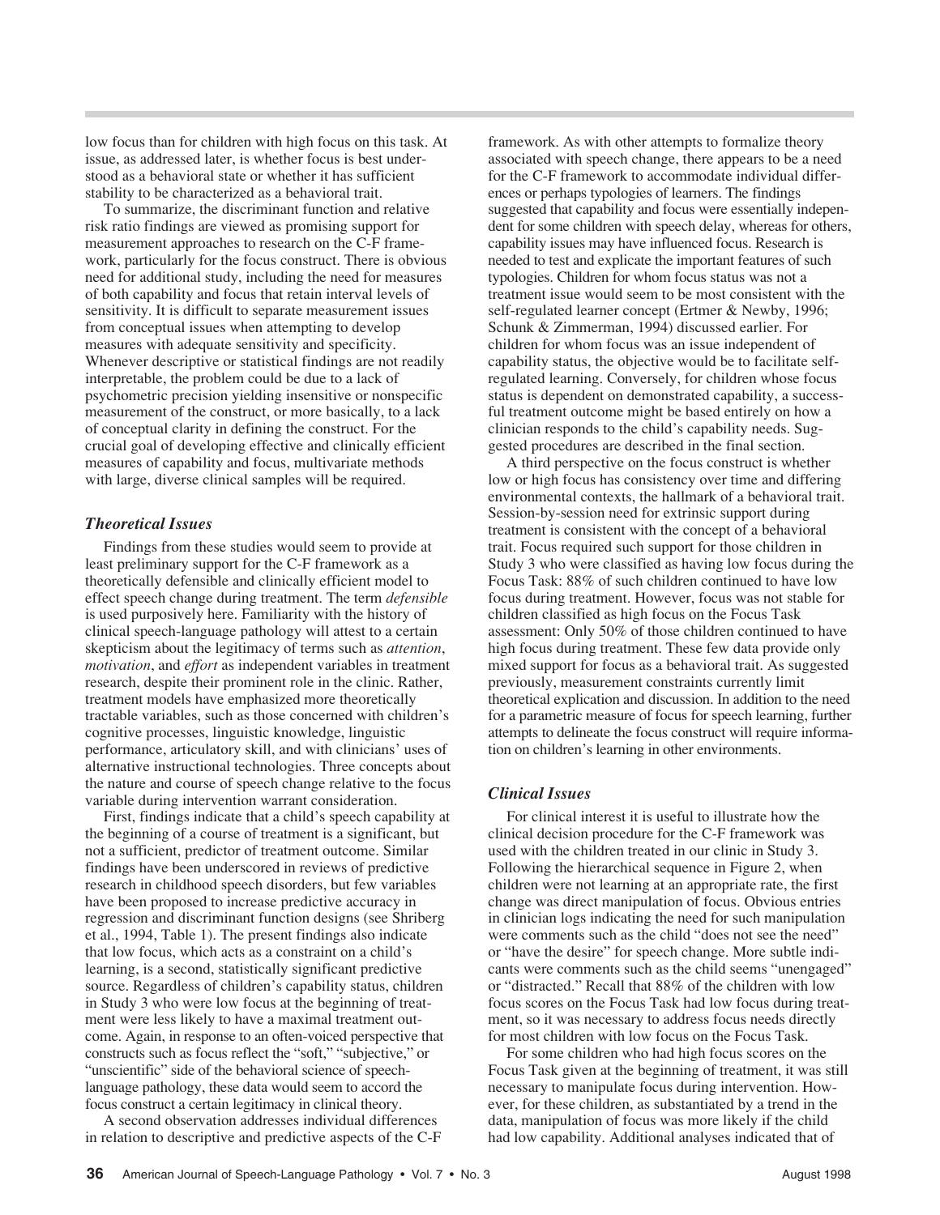low focus than for children with high focus on this task. At issue, as addressed later, is whether focus is best understood as a behavioral state or whether it has sufficient stability to be characterized as a behavioral trait.

To summarize, the discriminant function and relative risk ratio findings are viewed as promising support for measurement approaches to research on the C-F framework, particularly for the focus construct. There is obvious need for additional study, including the need for measures of both capability and focus that retain interval levels of sensitivity. It is difficult to separate measurement issues from conceptual issues when attempting to develop measures with adequate sensitivity and specificity. Whenever descriptive or statistical findings are not readily interpretable, the problem could be due to a lack of psychometric precision yielding insensitive or nonspecific measurement of the construct, or more basically, to a lack of conceptual clarity in defining the construct. For the crucial goal of developing effective and clinically efficient measures of capability and focus, multivariate methods with large, diverse clinical samples will be required.

### *Theoretical Issues*

Findings from these studies would seem to provide at least preliminary support for the C-F framework as a theoretically defensible and clinically efficient model to effect speech change during treatment. The term *defensible* is used purposively here. Familiarity with the history of clinical speech-language pathology will attest to a certain skepticism about the legitimacy of terms such as *attention*, *motivation*, and *effort* as independent variables in treatment research, despite their prominent role in the clinic. Rather, treatment models have emphasized more theoretically tractable variables, such as those concerned with children's cognitive processes, linguistic knowledge, linguistic performance, articulatory skill, and with clinicians' uses of alternative instructional technologies. Three concepts about the nature and course of speech change relative to the focus variable during intervention warrant consideration.

First, findings indicate that a child's speech capability at the beginning of a course of treatment is a significant, but not a sufficient, predictor of treatment outcome. Similar findings have been underscored in reviews of predictive research in childhood speech disorders, but few variables have been proposed to increase predictive accuracy in regression and discriminant function designs (see Shriberg et al., 1994, Table 1). The present findings also indicate that low focus, which acts as a constraint on a child's learning, is a second, statistically significant predictive source. Regardless of children's capability status, children in Study 3 who were low focus at the beginning of treatment were less likely to have a maximal treatment outcome. Again, in response to an often-voiced perspective that constructs such as focus reflect the "soft," "subjective," or "unscientific" side of the behavioral science of speech-language pathology, these data would seem to accord the focus construct a certain legitimacy in clinical theory.

A second observation addresses individual differences in relation to descriptive and predictive aspects of the C-F framework. As with other attempts to formalize theory associated with speech change, there appears to be a need for the C-F framework to accommodate individual differences or perhaps typologies of learners. The findings suggested that capability and focus were essentially independent for some children with speech delay, whereas for others, capability issues may have influenced focus. Research is needed to test and explicate the important features of such typologies. Children for whom focus status was not a treatment issue would seem to be most consistent with the self-regulated learner concept (Ertmer & Newby, 1996; Schunk & Zimmerman, 1994) discussed earlier. For children for whom focus was an issue independent of capability status, the objective would be to facilitate self-regulated learning. Conversely, for children whose focus status is dependent on demonstrated capability, a successful treatment outcome might be based entirely on how a clinician responds to the child's capability needs. Suggested procedures are described in the final section.

A third perspective on the focus construct is whether low or high focus has consistency over time and differing environmental contexts, the hallmark of a behavioral trait. Session-by-session need for extrinsic support during treatment is consistent with the concept of a behavioral trait. Focus required such support for those children in Study 3 who were classified as having low focus during the Focus Task: 88% of such children continued to have low focus during treatment. However, focus was not stable for children classified as high focus on the Focus Task assessment: Only 50% of those children continued to have high focus during treatment. These few data provide only mixed support for focus as a behavioral trait. As suggested previously, measurement constraints currently limit theoretical explication and discussion. In addition to the need for a parametric measure of focus for speech learning, further attempts to delineate the focus construct will require information on children's learning in other environments.

### *Clinical Issues*

For clinical interest it is useful to illustrate how the clinical decision procedure for the C-F framework was used with the children treated in our clinic in Study 3. Following the hierarchical sequence in Figure 2, when children were not learning at an appropriate rate, the first change was direct manipulation of focus. Obvious entries in clinician logs indicating the need for such manipulation were comments such as the child "does not see the need" or "have the desire" for speech change. More subtle indicants were comments such as the child seems "unengaged" or "distracted." Recall that 88% of the children with low focus scores on the Focus Task had low focus during treatment, so it was necessary to address focus needs directly for most children with low focus on the Focus Task.

For some children who had high focus scores on the Focus Task given at the beginning of treatment, it was still necessary to manipulate focus during intervention. However, for these children, as substantiated by a trend in the data, manipulation of focus was more likely if the child had low capability. Additional analyses indicated that of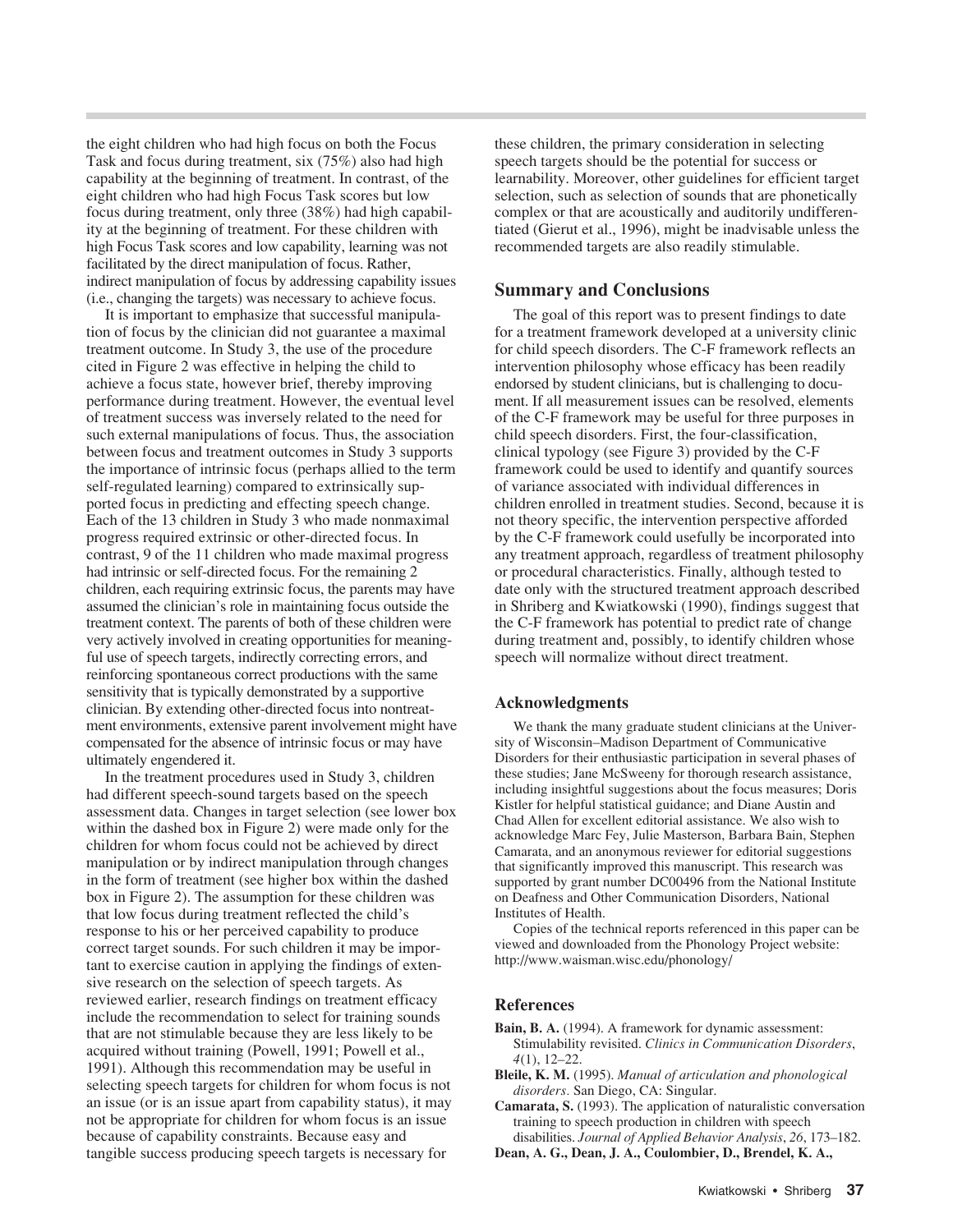the eight children who had high focus on both the Focus Task and focus during treatment, six (75%) also had high capability at the beginning of treatment. In contrast, of the eight children who had high Focus Task scores but low focus during treatment, only three (38%) had high capability at the beginning of treatment. For these children with high Focus Task scores and low capability, learning was not facilitated by the direct manipulation of focus. Rather, indirect manipulation of focus by addressing capability issues (i.e., changing the targets) was necessary to achieve focus.

It is important to emphasize that successful manipulation of focus by the clinician did not guarantee a maximal treatment outcome. In Study 3, the use of the procedure cited in Figure 2 was effective in helping the child to achieve a focus state, however brief, thereby improving performance during treatment. However, the eventual level of treatment success was inversely related to the need for such external manipulations of focus. Thus, the association between focus and treatment outcomes in Study 3 supports the importance of intrinsic focus (perhaps allied to the term self-regulated learning) compared to extrinsically supported focus in predicting and effecting speech change. Each of the 13 children in Study 3 who made nonmaximal progress required extrinsic or other-directed focus. In contrast, 9 of the 11 children who made maximal progress had intrinsic or self-directed focus. For the remaining 2 children, each requiring extrinsic focus, the parents may have assumed the clinician's role in maintaining focus outside the treatment context. The parents of both of these children were very actively involved in creating opportunities for meaningful use of speech targets, indirectly correcting errors, and reinforcing spontaneous correct productions with the same sensitivity that is typically demonstrated by a supportive clinician. By extending other-directed focus into nontreatment environments, extensive parent involvement might have compensated for the absence of intrinsic focus or may have ultimately engendered it.

In the treatment procedures used in Study 3, children had different speech-sound targets based on the speech assessment data. Changes in target selection (see lower box within the dashed box in Figure 2) were made only for the children for whom focus could not be achieved by direct manipulation or by indirect manipulation through changes in the form of treatment (see higher box within the dashed box in Figure 2). The assumption for these children was that low focus during treatment reflected the child's response to his or her perceived capability to produce correct target sounds. For such children it may be important to exercise caution in applying the findings of extensive research on the selection of speech targets. As reviewed earlier, research findings on treatment efficacy include the recommendation to select for training sounds that are not stimulable because they are less likely to be acquired without training (Powell, 1991; Powell et al., 1991). Although this recommendation may be useful in selecting speech targets for children for whom focus is not an issue (or is an issue apart from capability status), it may not be appropriate for children for whom focus is an issue because of capability constraints. Because easy and tangible success producing speech targets is necessary for these children, the primary consideration in selecting speech targets should be the potential for success or learnability. Moreover, other guidelines for efficient target selection, such as selection of sounds that are phonetically complex or that are acoustically and auditorily undifferentiated (Gierut et al., 1996), might be inadvisable unless the recommended targets are also readily stimulable.

## Summary and Conclusions

The goal of this report was to present findings to date for a treatment framework developed at a university clinic for child speech disorders. The C-F framework reflects an intervention philosophy whose efficacy has been readily endorsed by student clinicians, but is challenging to document. If all measurement issues can be resolved, elements of the C-F framework may be useful for three purposes in child speech disorders. First, the four-classification, clinical typology (see Figure 3) provided by the C-F framework could be used to identify and quantify sources of variance associated with individual differences in children enrolled in treatment studies. Second, because it is not theory specific, the intervention perspective afforded by the C-F framework could usefully be incorporated into any treatment approach, regardless of treatment philosophy or procedural characteristics. Finally, although tested to date only with the structured treatment approach described in Shriberg and Kwiatkowski (1990), findings suggest that the C-F framework has potential to predict rate of change during treatment and, possibly, to identify children whose speech will normalize without direct treatment.

### Acknowledgments

We thank the many graduate student clinicians at the University of Wisconsin–Madison Department of Communicative Disorders for their enthusiastic participation in several phases of these studies; Jane McSweeny for thorough research assistance, including insightful suggestions about the focus measures; Doris Kistler for helpful statistical guidance; and Diane Austin and Chad Allen for excellent editorial assistance. We also wish to acknowledge Marc Fey, Julie Masterson, Barbara Bain, Stephen Camarata, and an anonymous reviewer for editorial suggestions that significantly improved this manuscript. This research was supported by grant number DC00496 from the National Institute on Deafness and Other Communication Disorders, National Institutes of Health.

Copies of the technical reports referenced in this paper can be viewed and downloaded from the Phonology Project website: http://www.waisman.wisc.edu/phonology/

### References

**Bain, B. A.** (1994). A framework for dynamic assessment: Stimulability revisited. *Clinics in Communication Disorders*, *4*(1), 12–22.

**Bleile, K. M.** (1995). *Manual of articulation and phonological disorders.* San Diego, CA: Singular.

**Camarata, S.** (1993). The application of naturalistic conversation training to speech production in children with speech disabilities. *Journal of Applied Behavior Analysis*, *26*, 173–182.

**Dean, A. G., Dean, J. A., Coulombier, D., Brendel, K. A.,**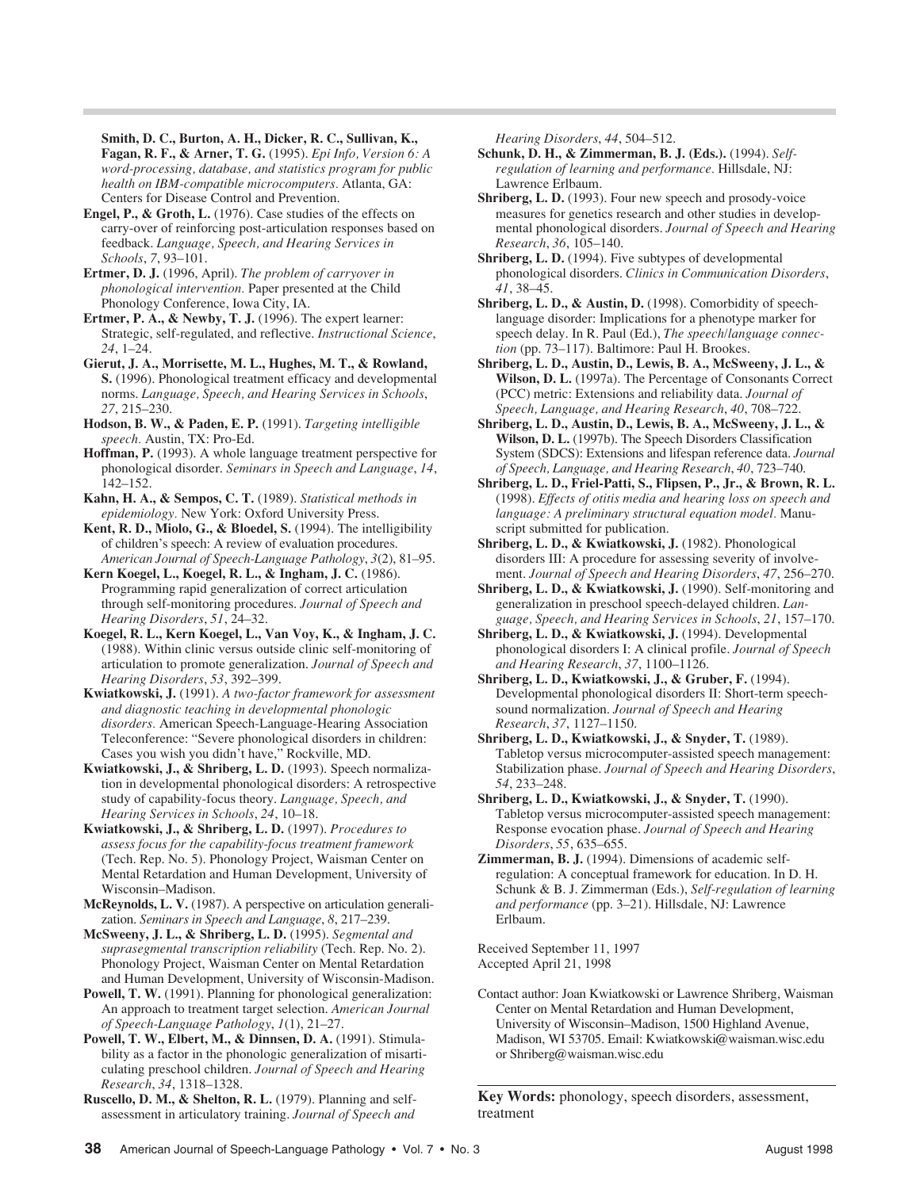**Smith, D. C., Burton, A. H., Dicker, R. C., Sullivan, K., Fagan, R. F., & Arner, T. G.** (1995). *Epi Info, Version 6: A word-processing, database, and statistics program for public health on IBM-compatible microcomputers.* Atlanta, GA: Centers for Disease Control and Prevention.

**Engel, P., & Groth, L.** (1976). Case studies of the effects on carry-over of reinforcing post-articulation responses based on feedback. *Language, Speech, and Hearing Services in Schools*, *7*, 93–101.

**Ertmer, D. J.** (1996, April). *The problem of carryover in phonological intervention.* Paper presented at the Child Phonology Conference, Iowa City, IA.

**Ertmer, P. A., & Newby, T. J.** (1996). The expert learner: Strategic, self-regulated, and reflective. *Instructional Science*, *24*, 1–24.

**Gierut, J. A., Morrisette, M. L., Hughes, M. T., & Rowland, S.** (1996). Phonological treatment efficacy and developmental norms. *Language, Speech, and Hearing Services in Schools*, *27*, 215–230.

**Hodson, B. W., & Paden, E. P.** (1991). *Targeting intelligible speech.* Austin, TX: Pro-Ed.

**Hoffman, P.** (1993). A whole language treatment perspective for phonological disorder. *Seminars in Speech and Language*, *14*, 142–152.

**Kahn, H. A., & Sempos, C. T.** (1989). *Statistical methods in epidemiology.* New York: Oxford University Press.

**Kent, R. D., Miolo, G., & Bloedel, S.** (1994). The intelligibility of children's speech: A review of evaluation procedures. *American Journal of Speech-Language Pathology*, *3*(2), 81–95.

**Kern Koegel, L., Koegel, R. L., & Ingham, J. C.** (1986). Programming rapid generalization of correct articulation through self-monitoring procedures. *Journal of Speech and Hearing Disorders*, *51*, 24–32.

**Koegel, R. L., Kern Koegel, L., Van Voy, K., & Ingham, J. C.** (1988). Within clinic versus outside clinic self-monitoring of articulation to promote generalization. *Journal of Speech and Hearing Disorders*, *53*, 392–399.

**Kwiatkowski, J.** (1991). *A two-factor framework for assessment and diagnostic teaching in developmental phonologic disorders.* American Speech-Language-Hearing Association Teleconference: "Severe phonological disorders in children: Cases you wish you didn't have," Rockville, MD.

**Kwiatkowski, J., & Shriberg, L. D.** (1993). Speech normalization in developmental phonological disorders: A retrospective study of capability-focus theory. *Language, Speech, and Hearing Services in Schools*, *24*, 10–18.

**Kwiatkowski, J., & Shriberg, L. D.** (1997). *Procedures to assess focus for the capability-focus treatment framework* (Tech. Rep. No. 5). Phonology Project, Waisman Center on Mental Retardation and Human Development, University of Wisconsin–Madison.

**McReynolds, L. V.** (1987). A perspective on articulation generalization. *Seminars in Speech and Language*, *8*, 217–239.

**McSweeny, J. L., & Shriberg, L. D.** (1995). *Segmental and suprasegmental transcription reliability* (Tech. Rep. No. 2). Phonology Project, Waisman Center on Mental Retardation and Human Development, University of Wisconsin-Madison.

**Powell, T. W.** (1991). Planning for phonological generalization: An approach to treatment target selection. *American Journal of Speech-Language Pathology*, *1*(1), 21–27.

**Powell, T. W., Elbert, M., & Dinnsen, D. A.** (1991). Stimulability as a factor in the phonologic generalization of misarticulating preschool children. *Journal of Speech and Hearing Research*, *34*, 1318–1328.

**Ruscello, D. M., & Shelton, R. L.** (1979). Planning and self-assessment in articulatory training. *Journal of Speech and Hearing Disorders*, *44*, 504–512.

**Schunk, D. H., & Zimmerman, B. J. (Eds.).** (1994). *Self-regulation of learning and performance.* Hillsdale, NJ: Lawrence Erlbaum.

**Shriberg, L. D.** (1993). Four new speech and prosody-voice measures for genetics research and other studies in developmental phonological disorders. *Journal of Speech and Hearing Research*, *36*, 105–140.

**Shriberg, L. D.** (1994). Five subtypes of developmental phonological disorders. *Clinics in Communication Disorders*, *41*, 38–45.

**Shriberg, L. D., & Austin, D.** (1998). Comorbidity of speech-language disorder: Implications for a phenotype marker for speech delay. In R. Paul (Ed.), *The speech/language connection* (pp. 73–117). Baltimore: Paul H. Brookes.

**Shriberg, L. D., Austin, D., Lewis, B. A., McSweeny, J. L., & Wilson, D. L.** (1997a). The Percentage of Consonants Correct (PCC) metric: Extensions and reliability data. *Journal of Speech, Language, and Hearing Research*, *40*, 708–722.

**Shriberg, L. D., Austin, D., Lewis, B. A., McSweeny, J. L., & Wilson, D. L.** (1997b). The Speech Disorders Classification System (SDCS): Extensions and lifespan reference data. *Journal of Speech, Language, and Hearing Research*, *40*, 723–740.

**Shriberg, L. D., Friel-Patti, S., Flipsen, P., Jr., & Brown, R. L.** (1998). *Effects of otitis media and hearing loss on speech and language: A preliminary structural equation model.* Manuscript submitted for publication.

**Shriberg, L. D., & Kwiatkowski, J.** (1982). Phonological disorders III: A procedure for assessing severity of involvement. *Journal of Speech and Hearing Disorders*, *47*, 256–270.

**Shriberg, L. D., & Kwiatkowski, J.** (1990). Self-monitoring and generalization in preschool speech-delayed children. *Language, Speech, and Hearing Services in Schools*, *21*, 157–170.

**Shriberg, L. D., & Kwiatkowski, J.** (1994). Developmental phonological disorders I: A clinical profile. *Journal of Speech and Hearing Research*, *37*, 1100–1126.

**Shriberg, L. D., Kwiatkowski, J., & Gruber, F.** (1994). Developmental phonological disorders II: Short-term speech-sound normalization. *Journal of Speech and Hearing Research*, *37*, 1127–1150.

**Shriberg, L. D., Kwiatkowski, J., & Snyder, T.** (1989). Tabletop versus microcomputer-assisted speech management: Stabilization phase. *Journal of Speech and Hearing Disorders*, *54*, 233–248.

**Shriberg, L. D., Kwiatkowski, J., & Snyder, T.** (1990). Tabletop versus microcomputer-assisted speech management: Response evocation phase. *Journal of Speech and Hearing Disorders*, *55*, 635–655.

**Zimmerman, B. J.** (1994). Dimensions of academic self-regulation: A conceptual framework for education. In D. H. Schunk & B. J. Zimmerman (Eds.), *Self-regulation of learning and performance* (pp. 3–21). Hillsdale, NJ: Lawrence Erlbaum.

Received September 11, 1997
Accepted April 21, 1998

Contact author: Joan Kwiatkowski or Lawrence Shriberg, Waisman Center on Mental Retardation and Human Development, University of Wisconsin–Madison, 1500 Highland Avenue, Madison, WI 53705. Email: Kwiatkowski@waisman.wisc.edu or Shriberg@waisman.wisc.edu

**Key Words:** phonology, speech disorders, assessment, treatment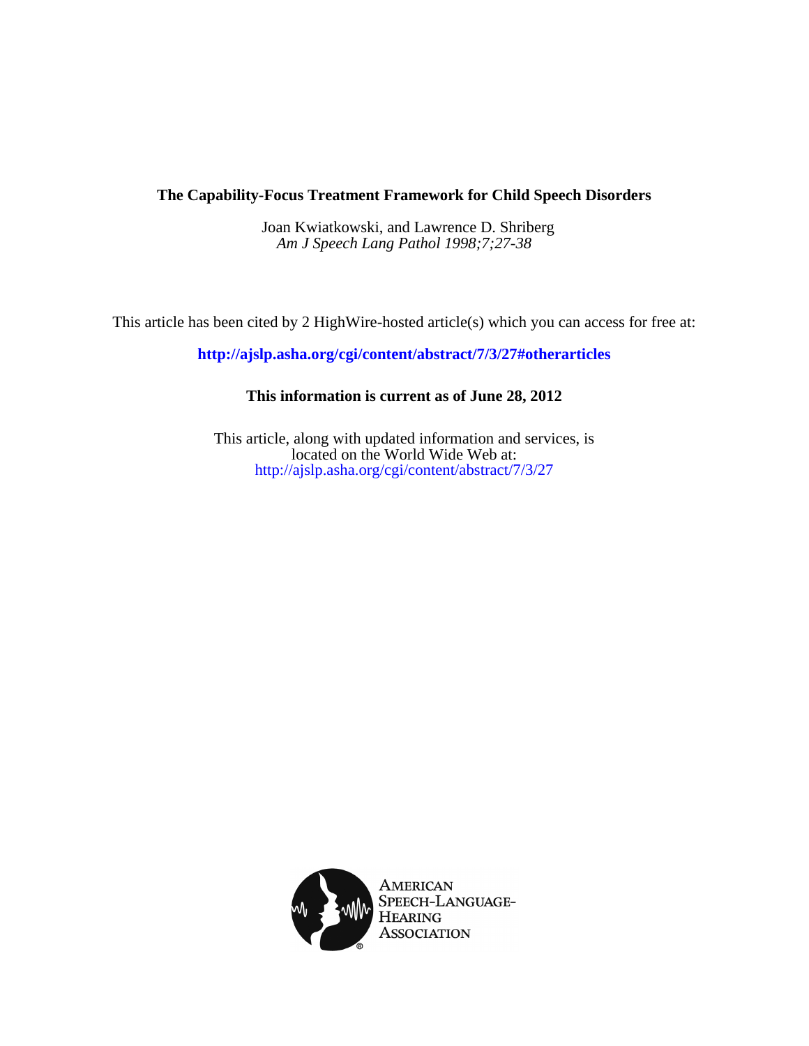**The Capability-Focus Treatment Framework for Child Speech Disorders**

Joan Kwiatkowski, and Lawrence D. Shriberg
*Am J Speech Lang Pathol 1998;7;27-38*

This article has been cited by 2 HighWire-hosted article(s) which you can access for free at:

**http://ajslp.asha.org/cgi/content/abstract/7/3/27#otherarticles**

**This information is current as of June 28, 2012**

This article, along with updated information and services, is located on the World Wide Web at:
http://ajslp.asha.org/cgi/content/abstract/7/3/27

AMERICAN SPEECH-LANGUAGE-HEARING ASSOCIATION